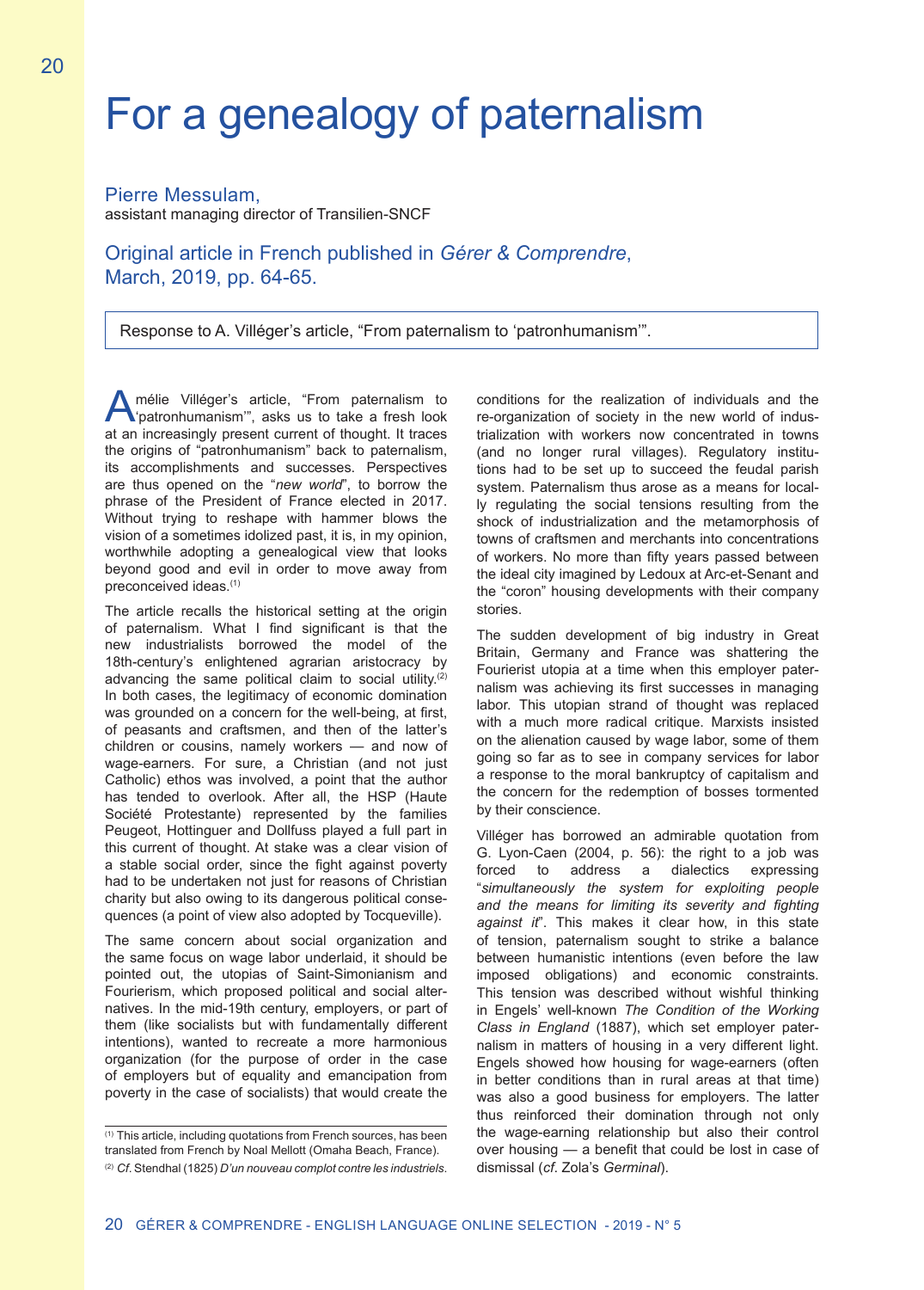# For a genealogy of paternalism

Pierre Messulam,
assistant managing director of Transilien-SNCF

Original article in French published in *Gérer & Comprendre*, March, 2019, pp. 64-65.

Response to A. Villéger's article, "From paternalism to 'patronhumanism'".

Amélie Villéger's article, "From paternalism to 'patronhumanism'", asks us to take a fresh look at an increasingly present current of thought. It traces the origins of "patronhumanism" back to paternalism, its accomplishments and successes. Perspectives are thus opened on the "*new world*", to borrow the phrase of the President of France elected in 2017. Without trying to reshape with hammer blows the vision of a sometimes idolized past, it is, in my opinion, worthwhile adopting a genealogical view that looks beyond good and evil in order to move away from preconceived ideas.[1]

The article recalls the historical setting at the origin of paternalism. What I find significant is that the new industrialists borrowed the model of the 18th-century's enlightened agrarian aristocracy by advancing the same political claim to social utility.[2] In both cases, the legitimacy of economic domination was grounded on a concern for the well-being, at first, of peasants and craftsmen, and then of the latter's children or cousins, namely workers — and now of wage-earners. For sure, a Christian (and not just Catholic) ethos was involved, a point that the author has tended to overlook. After all, the HSP (Haute Société Protestante) represented by the families Peugeot, Hottinguer and Dollfuss played a full part in this current of thought. At stake was a clear vision of a stable social order, since the fight against poverty had to be undertaken not just for reasons of Christian charity but also owing to its dangerous political consequences (a point of view also adopted by Tocqueville).

The same concern about social organization and the same focus on wage labor underlaid, it should be pointed out, the utopias of Saint-Simonianism and Fourierism, which proposed political and social alternatives. In the mid-19th century, employers, or part of them (like socialists but with fundamentally different intentions), wanted to recreate a more harmonious organization (for the purpose of order in the case of employers but of equality and emancipation from poverty in the case of socialists) that would create the conditions for the realization of individuals and the re-organization of society in the new world of industrialization with workers now concentrated in towns (and no longer rural villages). Regulatory institutions had to be set up to succeed the feudal parish system. Paternalism thus arose as a means for locally regulating the social tensions resulting from the shock of industrialization and the metamorphosis of towns of craftsmen and merchants into concentrations of workers. No more than fifty years passed between the ideal city imagined by Ledoux at Arc-et-Senant and the "coron" housing developments with their company stories.

The sudden development of big industry in Great Britain, Germany and France was shattering the Fourierist utopia at a time when this employer paternalism was achieving its first successes in managing labor. This utopian strand of thought was replaced with a much more radical critique. Marxists insisted on the alienation caused by wage labor, some of them going so far as to see in company services for labor a response to the moral bankruptcy of capitalism and the concern for the redemption of bosses tormented by their conscience.

Villéger has borrowed an admirable quotation from G. Lyon-Caen (2004, p. 56): the right to a job was forced to address a dialectics expressing "*simultaneously the system for exploiting people and the means for limiting its severity and fighting against it*". This makes it clear how, in this state of tension, paternalism sought to strike a balance between humanistic intentions (even before the law imposed obligations) and economic constraints. This tension was described without wishful thinking in Engels' well-known *The Condition of the Working Class in England* (1887), which set employer paternalism in matters of housing in a very different light. Engels showed how housing for wage-earners (often in better conditions than in rural areas at that time) was also a good business for employers. The latter thus reinforced their domination through not only the wage-earning relationship but also their control over housing — a benefit that could be lost in case of dismissal (*cf*. Zola's *Germinal*).

---

[1] This article, including quotations from French sources, has been translated from French by Noal Mellott (Omaha Beach, France).

[2] *Cf*. Stendhal (1825) *D'un nouveau complot contre les industriels*.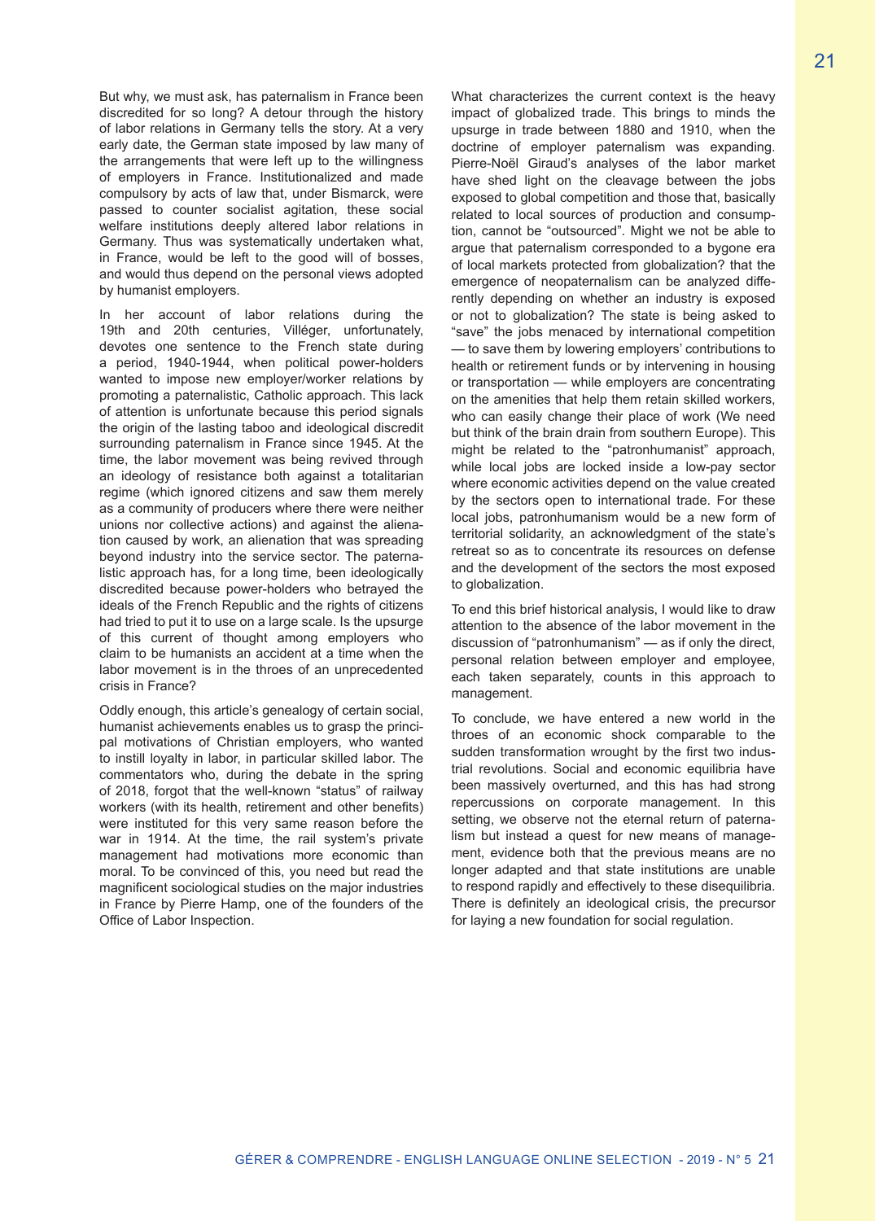But why, we must ask, has paternalism in France been discredited for so long? A detour through the history of labor relations in Germany tells the story. At a very early date, the German state imposed by law many of the arrangements that were left up to the willingness of employers in France. Institutionalized and made compulsory by acts of law that, under Bismarck, were passed to counter socialist agitation, these social welfare institutions deeply altered labor relations in Germany. Thus was systematically undertaken what, in France, would be left to the good will of bosses, and would thus depend on the personal views adopted by humanist employers.

In her account of labor relations during the 19th and 20th centuries, Villéger, unfortunately, devotes one sentence to the French state during a period, 1940-1944, when political power-holders wanted to impose new employer/worker relations by promoting a paternalistic, Catholic approach. This lack of attention is unfortunate because this period signals the origin of the lasting taboo and ideological discredit surrounding paternalism in France since 1945. At the time, the labor movement was being revived through an ideology of resistance both against a totalitarian regime (which ignored citizens and saw them merely as a community of producers where there were neither unions nor collective actions) and against the alienation caused by work, an alienation that was spreading beyond industry into the service sector. The paternalistic approach has, for a long time, been ideologically discredited because power-holders who betrayed the ideals of the French Republic and the rights of citizens had tried to put it to use on a large scale. Is the upsurge of this current of thought among employers who claim to be humanists an accident at a time when the labor movement is in the throes of an unprecedented crisis in France?

Oddly enough, this article's genealogy of certain social, humanist achievements enables us to grasp the principal motivations of Christian employers, who wanted to instill loyalty in labor, in particular skilled labor. The commentators who, during the debate in the spring of 2018, forgot that the well-known "status" of railway workers (with its health, retirement and other benefits) were instituted for this very same reason before the war in 1914. At the time, the rail system's private management had motivations more economic than moral. To be convinced of this, you need but read the magnificent sociological studies on the major industries in France by Pierre Hamp, one of the founders of the Office of Labor Inspection.

What characterizes the current context is the heavy impact of globalized trade. This brings to minds the upsurge in trade between 1880 and 1910, when the doctrine of employer paternalism was expanding. Pierre-Noël Giraud's analyses of the labor market have shed light on the cleavage between the jobs exposed to global competition and those that, basically related to local sources of production and consumption, cannot be "outsourced". Might we not be able to argue that paternalism corresponded to a bygone era of local markets protected from globalization? that the emergence of neopaternalism can be analyzed differently depending on whether an industry is exposed or not to globalization? The state is being asked to "save" the jobs menaced by international competition — to save them by lowering employers' contributions to health or retirement funds or by intervening in housing or transportation — while employers are concentrating on the amenities that help them retain skilled workers, who can easily change their place of work (We need but think of the brain drain from southern Europe). This might be related to the "patronhumanist" approach, while local jobs are locked inside a low-pay sector where economic activities depend on the value created by the sectors open to international trade. For these local jobs, patronhumanism would be a new form of territorial solidarity, an acknowledgment of the state's retreat so as to concentrate its resources on defense and the development of the sectors the most exposed to globalization.

To end this brief historical analysis, I would like to draw attention to the absence of the labor movement in the discussion of "patronhumanism" — as if only the direct, personal relation between employer and employee, each taken separately, counts in this approach to management.

To conclude, we have entered a new world in the throes of an economic shock comparable to the sudden transformation wrought by the first two industrial revolutions. Social and economic equilibria have been massively overturned, and this has had strong repercussions on corporate management. In this setting, we observe not the eternal return of paternalism but instead a quest for new means of management, evidence both that the previous means are no longer adapted and that state institutions are unable to respond rapidly and effectively to these disequilibria. There is definitely an ideological crisis, the precursor for laying a new foundation for social regulation.